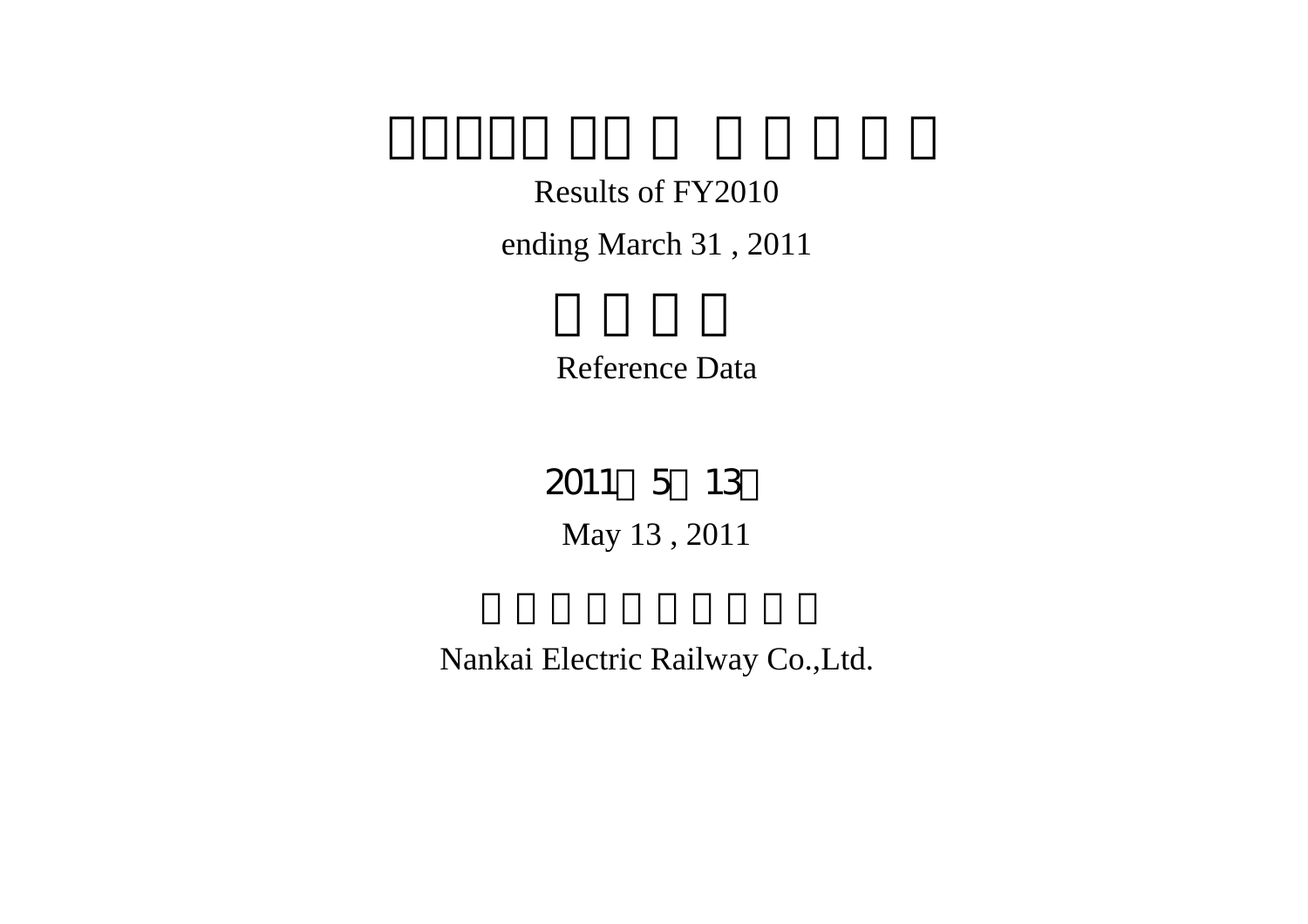# Results of FY2010

ending March 31 , 2011

## 参考資料

Reference Data

2011年5月13日

May 13 , 2011

南海電気鉄道株式会社

Nankai Electric Railway Co.,Ltd.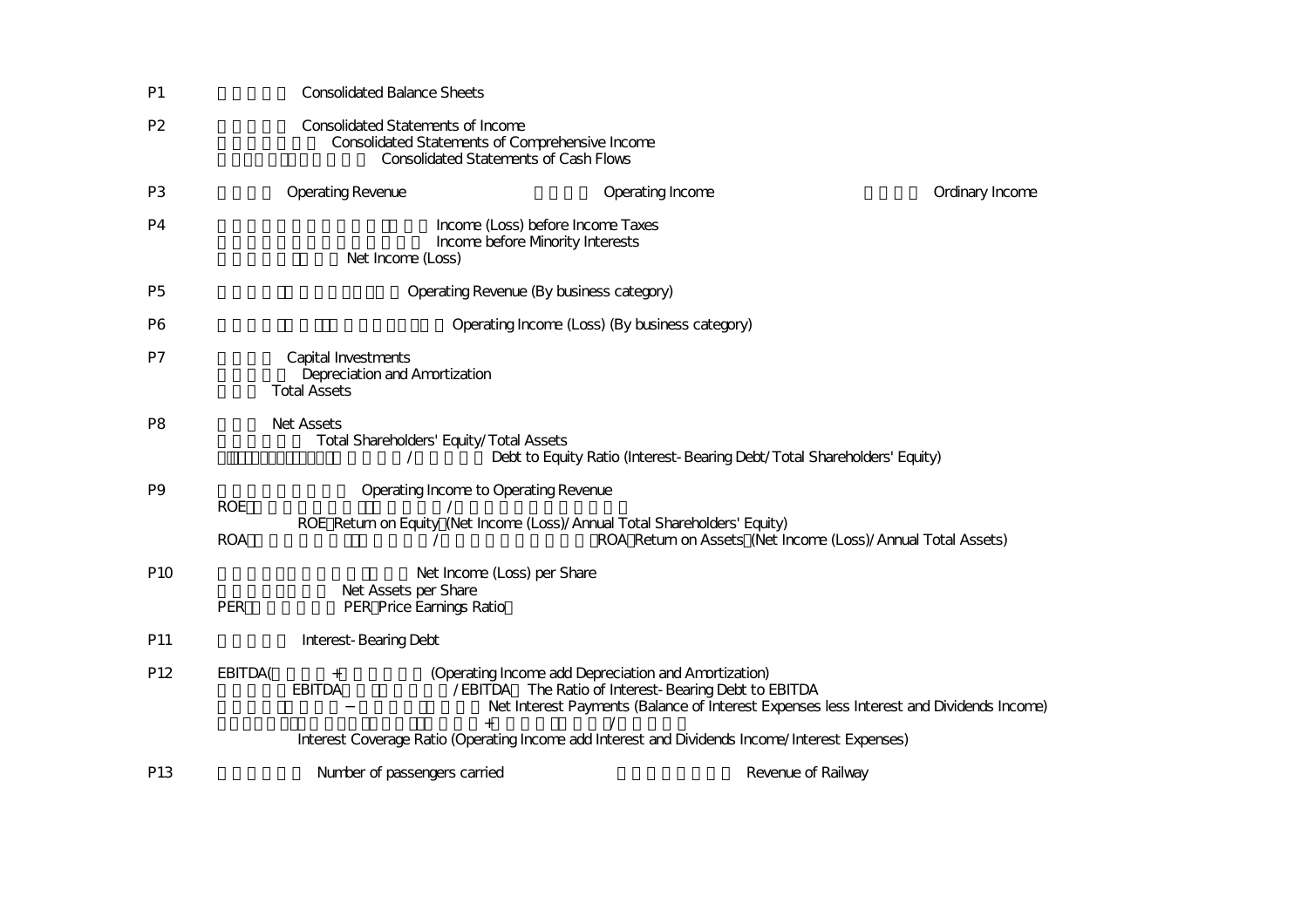P1 Consolidated Balance Sheets

P2 Consolidated Statements of Income
Consolidated Statements of Comprehensive Income
Consolidated Statements of Cash Flows

P3 Operating Revenue Operating Income Ordinary Income

P4 Income (Loss) before Income Taxes
Income before Minority Interests
Net Income (Loss)

P5 Operating Revenue (By business category)

P6 Operating Income (Loss) (By business category)

P7 Capital Investments
Depreciation and Amortization
Total Assets

P8 Net Assets
Total Shareholders' Equity/Total Assets
Debt to Equity Ratio (Interest-Bearing Debt/Total Shareholders' Equity)

P9 Operating Income to Operating Revenue
ROE
ROE（Return on Equity）(Net Income (Loss)/Annual Total Shareholders' Equity)
ROA ROA（Return on Assets）(Net Income (Loss)/Annual Total Assets)

P10 Net Income (Loss) per Share
Net Assets per Share
PER PER（Price Earnings Ratio）

P11 Interest-Bearing Debt

P12 EBITDA (Operating Income add Depreciation and Amortization)
EBITDA /EBITDA The Ratio of Interest-Bearing Debt to EBITDA
Net Interest Payments (Balance of Interest Expenses less Interest and Dividends Income)
Interest Coverage Ratio (Operating Income add Interest and Dividends Income/Interest Expenses)

P13 Number of passengers carried Revenue of Railway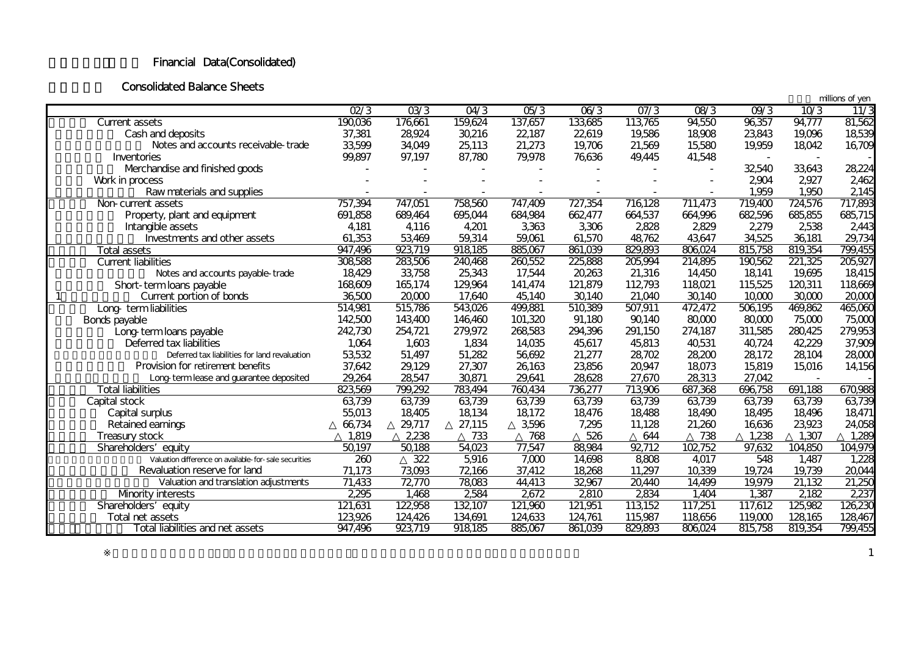## Financial Data(Consolidated)

### Consolidated Balance Sheets

millions of yen

| | 02/3 | 03/3 | 04/3 | 05/3 | 06/3 | 07/3 | 08/3 | 09/3 | 10/3 | 11/3 |
|---|---|---|---|---|---|---|---|---|---|---|
| Current assets | 190,036 | 176,661 | 159,624 | 137,657 | 133,685 | 113,765 | 94,550 | 96,357 | 94,777 | 81,562 |
| Cash and deposits | 37,381 | 28,924 | 30,216 | 22,187 | 22,619 | 19,586 | 18,908 | 23,843 | 19,096 | 18,539 |
| Notes and accounts receivable-trade | 33,599 | 34,049 | 25,113 | 21,273 | 19,706 | 21,569 | 15,580 | 19,959 | 18,042 | 16,709 |
| Inventories | 99,897 | 97,197 | 87,780 | 79,978 | 76,636 | 49,445 | 41,548 | - | - | - |
| Merchandise and finished goods | - | - | - | - | - | - | - | 32,540 | 33,643 | 28,224 |
| Work in process | - | - | - | - | - | - | - | 2,904 | 2,927 | 2,462 |
| Raw materials and supplies | - | - | - | - | - | - | - | 1,959 | 1,950 | 2,145 |
| Non-current assets | 757,394 | 747,051 | 758,560 | 747,409 | 727,354 | 716,128 | 711,473 | 719,400 | 724,576 | 717,893 |
| Property, plant and equipment | 691,858 | 689,464 | 695,044 | 684,984 | 662,477 | 664,537 | 664,996 | 682,596 | 685,855 | 685,715 |
| Intangible assets | 4,181 | 4,116 | 4,201 | 3,363 | 3,306 | 2,828 | 2,829 | 2,279 | 2,538 | 2,443 |
| Investments and other assets | 61,353 | 53,469 | 59,314 | 59,061 | 61,570 | 48,762 | 43,647 | 34,525 | 36,181 | 29,734 |
| Total assets | 947,496 | 923,719 | 918,185 | 885,067 | 861,039 | 829,893 | 806,024 | 815,758 | 819,354 | 799,455 |
| Current liabilities | 308,588 | 283,506 | 240,468 | 260,552 | 225,888 | 205,994 | 214,895 | 190,562 | 221,325 | 205,927 |
| Notes and accounts payable-trade | 18,429 | 33,758 | 25,343 | 17,544 | 20,263 | 21,316 | 14,450 | 18,141 | 19,695 | 18,415 |
| Short-term loans payable | 168,609 | 165,174 | 129,964 | 141,474 | 121,879 | 112,793 | 118,021 | 115,525 | 120,311 | 118,669 |
| Current portion of bonds | 36,500 | 20,000 | 17,640 | 45,140 | 30,140 | 21,040 | 30,140 | 10,000 | 30,000 | 20,000 |
| Long-term liabilities | 514,981 | 515,786 | 543,026 | 499,881 | 510,389 | 507,911 | 472,472 | 506,195 | 469,862 | 465,060 |
| Bonds payable | 142,500 | 143,400 | 146,460 | 101,320 | 91,180 | 90,140 | 80,000 | 80,000 | 75,000 | 75,000 |
| Long-term loans payable | 242,730 | 254,721 | 279,972 | 268,583 | 294,396 | 291,150 | 274,187 | 311,585 | 280,425 | 279,953 |
| Deferred tax liabilities | 1,064 | 1,603 | 1,834 | 14,035 | 45,617 | 45,813 | 40,531 | 40,724 | 42,229 | 37,909 |
| Deferred tax liabilities for land revaluation | 53,532 | 51,497 | 51,282 | 56,692 | 21,277 | 28,702 | 28,200 | 28,172 | 28,104 | 28,000 |
| Provision for retirement benefits | 37,642 | 29,129 | 27,307 | 26,163 | 23,856 | 20,947 | 18,073 | 15,819 | 15,016 | 14,156 |
| Long-term lease and guarantee deposited | 29,264 | 28,547 | 30,871 | 29,641 | 28,628 | 27,670 | 28,313 | 27,042 | - | - |
| Total liabilities | 823,569 | 799,292 | 783,494 | 760,434 | 736,277 | 713,906 | 687,368 | 696,758 | 691,188 | 670,988 |
| Capital stock | 63,739 | 63,739 | 63,739 | 63,739 | 63,739 | 63,739 | 63,739 | 63,739 | 63,739 | 63,739 |
| Capital surplus | 55,013 | 18,405 | 18,134 | 18,172 | 18,476 | 18,488 | 18,490 | 18,495 | 18,496 | 18,471 |
| Retained earnings | △66,734 | △29,717 | △27,115 | △3,596 | 7,295 | 11,128 | 21,260 | 16,636 | 23,923 | 24,058 |
| Treasury stock | △1,819 | △2,238 | △733 | △768 | △526 | △644 | △738 | △1,238 | △1,307 | △1,289 |
| Shareholders' equity | 50,197 | 50,188 | 54,023 | 77,547 | 88,984 | 92,712 | 102,752 | 97,632 | 104,850 | 104,979 |
| Valuation difference on available-for-sale securities | 260 | △322 | 5,916 | 7,000 | 14,698 | 8,808 | 4,017 | 548 | 1,487 | 1,228 |
| Revaluation reserve for land | 71,173 | 73,093 | 72,166 | 37,412 | 18,268 | 11,297 | 10,339 | 19,724 | 19,739 | 20,044 |
| Valuation and translation adjustments | 71,433 | 72,770 | 78,083 | 44,413 | 32,967 | 20,440 | 14,499 | 19,979 | 21,132 | 21,250 |
| Minority interests | 2,295 | 1,468 | 2,584 | 2,672 | 2,810 | 2,834 | 1,404 | 1,387 | 2,182 | 2,237 |
| Shareholders' equity | 121,631 | 122,958 | 132,107 | 121,960 | 121,951 | 113,152 | 117,251 | 117,612 | 125,982 | 126,230 |
| Total net assets | 123,926 | 124,426 | 134,691 | 124,633 | 124,761 | 115,987 | 118,656 | 119,000 | 128,165 | 128,467 |
| Total liabilities and net assets | 947,496 | 923,719 | 918,185 | 885,067 | 861,039 | 829,893 | 806,024 | 815,758 | 819,354 | 799,455 |

※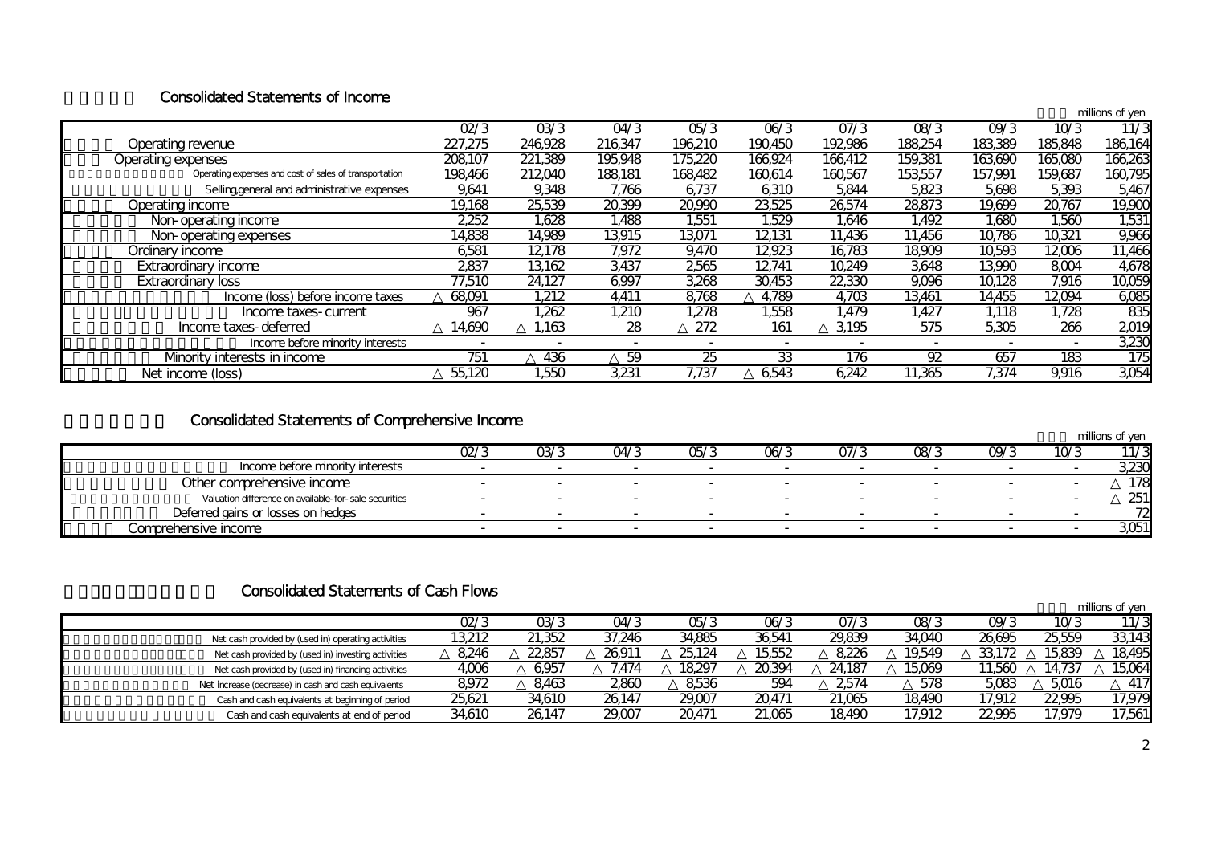## Consolidated Statements of Income

millions of yen

| | 02/3 | 03/3 | 04/3 | 05/3 | 06/3 | 07/3 | 08/3 | 09/3 | 10/3 | 11/3 |
|---|---|---|---|---|---|---|---|---|---|---|
| Operating revenue | 227,275 | 246,928 | 216,347 | 196,210 | 190,450 | 192,986 | 188,254 | 183,389 | 185,848 | 186,164 |
| Operating expenses | 208,107 | 221,389 | 195,948 | 175,220 | 166,924 | 166,412 | 159,381 | 163,690 | 165,080 | 166,263 |
| Operating expenses and cost of sales of transportation | 198,466 | 212,040 | 188,181 | 168,482 | 160,614 | 160,567 | 153,557 | 157,991 | 159,687 | 160,795 |
| Selling,general and administrative expenses | 9,641 | 9,348 | 7,766 | 6,737 | 6,310 | 5,844 | 5,823 | 5,698 | 5,393 | 5,467 |
| Operating income | 19,168 | 25,539 | 20,399 | 20,990 | 23,525 | 26,574 | 28,873 | 19,699 | 20,767 | 19,900 |
| Non-operating income | 2,252 | 1,628 | 1,488 | 1,551 | 1,529 | 1,646 | 1,492 | 1,680 | 1,560 | 1,531 |
| Non-operating expenses | 14,838 | 14,989 | 13,915 | 13,071 | 12,131 | 11,436 | 11,456 | 10,786 | 10,321 | 9,966 |
| Ordinary income | 6,581 | 12,178 | 7,972 | 9,470 | 12,923 | 16,783 | 18,909 | 10,593 | 12,006 | 11,466 |
| Extraordinary income | 2,837 | 13,162 | 3,437 | 2,565 | 12,741 | 10,249 | 3,648 | 13,990 | 8,004 | 4,678 |
| Extraordinary loss | 77,510 | 24,127 | 6,997 | 3,268 | 30,453 | 22,330 | 9,096 | 10,128 | 7,916 | 10,059 |
| Income (loss) before income taxes | △ 68,091 | 1,212 | 4,411 | 8,768 | △ 4,789 | 4,703 | 13,461 | 14,455 | 12,094 | 6,085 |
| Income taxes-current | 967 | 1,262 | 1,210 | 1,278 | 1,558 | 1,479 | 1,427 | 1,118 | 1,728 | 835 |
| Income taxes-deferred | △ 14,690 | △ 1,163 | 28 | △ 272 | 161 | △ 3,195 | 575 | 5,305 | 266 | 2,019 |
| Income before minority interests | - | - | - | - | - | - | - | - | - | 3,230 |
| Minority interests in income | 751 | △ 436 | △ 59 | 25 | 33 | 176 | 92 | 657 | 183 | 175 |
| Net income (loss) | △ 55,120 | 1,550 | 3,231 | 7,737 | △ 6,543 | 6,242 | 11,365 | 7,374 | 9,916 | 3,054 |

## Consolidated Statements of Comprehensive Income

millions of yen

| | 02/3 | 03/3 | 04/3 | 05/3 | 06/3 | 07/3 | 08/3 | 09/3 | 10/3 | 11/3 |
|---|---|---|---|---|---|---|---|---|---|---|
| Income before minority interests | - | - | - | - | - | - | - | - | - | 3,230 |
| Other comprehensive income | - | - | - | - | - | - | - | - | - | △ 178 |
| Valuation difference on available-for-sale securities | - | - | - | - | - | - | - | - | - | △ 251 |
| Deferred gains or losses on hedges | - | - | - | - | - | - | - | - | - | 72 |
| Comprehensive income | - | - | - | - | - | - | - | - | - | 3,051 |

## Consolidated Statements of Cash Flows

millions of yen

| | 02/3 | 03/3 | 04/3 | 05/3 | 06/3 | 07/3 | 08/3 | 09/3 | 10/3 | 11/3 |
|---|---|---|---|---|---|---|---|---|---|---|
| Net cash provided by (used in) operating activities | 13,212 | 21,352 | 37,246 | 34,885 | 36,541 | 29,839 | 34,040 | 26,695 | 25,559 | 33,143 |
| Net cash provided by (used in) investing activities | △ 8,246 | △ 22,857 | △ 26,911 | △ 25,124 | △ 15,552 | △ 8,226 | △ 19,549 | △ 33,172 | △ 15,839 | △ 18,495 |
| Net cash provided by (used in) financing activities | 4,006 | △ 6,957 | △ 7,474 | △ 18,297 | △ 20,394 | △ 24,187 | △ 15,069 | 11,560 | △ 14,737 | △ 15,064 |
| Net increase (decrease) in cash and cash equivalents | 8,972 | △ 8,463 | 2,860 | △ 8,536 | 594 | △ 2,574 | △ 578 | 5,083 | △ 5,016 | △ 417 |
| Cash and cash equivalents at beginning of period | 25,621 | 34,610 | 26,147 | 29,007 | 20,471 | 21,065 | 18,490 | 17,912 | 22,995 | 17,979 |
| Cash and cash equivalents at end of period | 34,610 | 26,147 | 29,007 | 20,471 | 21,065 | 18,490 | 17,912 | 22,995 | 17,979 | 17,561 |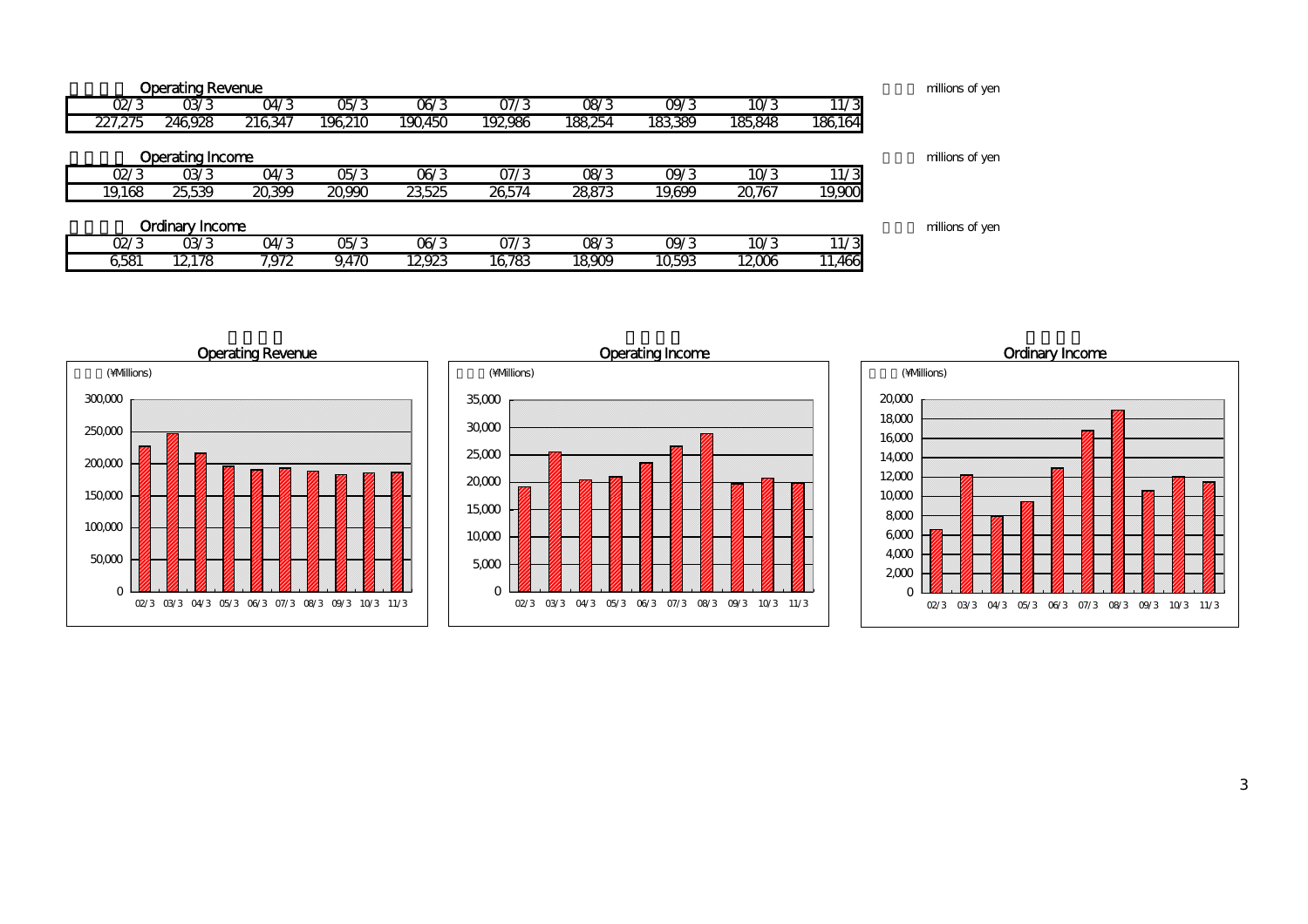### Operating Revenue

millions of yen

| 02/3 | 03/3 | 04/3 | 05/3 | 06/3 | 07/3 | 08/3 | 09/3 | 10/3 | 11/3 |
|---|---|---|---|---|---|---|---|---|---|
| 227,275 | 246,928 | 216,347 | 196,210 | 190,450 | 192,986 | 188,254 | 183,389 | 185,848 | 186,164 |

### Operating Income

millions of yen

| 02/3 | 03/3 | 04/3 | 05/3 | 06/3 | 07/3 | 08/3 | 09/3 | 10/3 | 11/3 |
|---|---|---|---|---|---|---|---|---|---|
| 19,168 | 25,539 | 20,399 | 20,990 | 23,525 | 26,574 | 28,873 | 19,699 | 20,767 | 19,900 |

### Ordinary Income

millions of yen

| 02/3 | 03/3 | 04/3 | 05/3 | 06/3 | 07/3 | 08/3 | 09/3 | 10/3 | 11/3 |
|---|---|---|---|---|---|---|---|---|---|
| 6,581 | 12,178 | 7,972 | 9,470 | 12,923 | 16,783 | 18,909 | 10,593 | 12,006 | 11,466 |

Operating Revenue (¥Millions)

Operating Income (¥Millions)

Ordinary Income (¥Millions)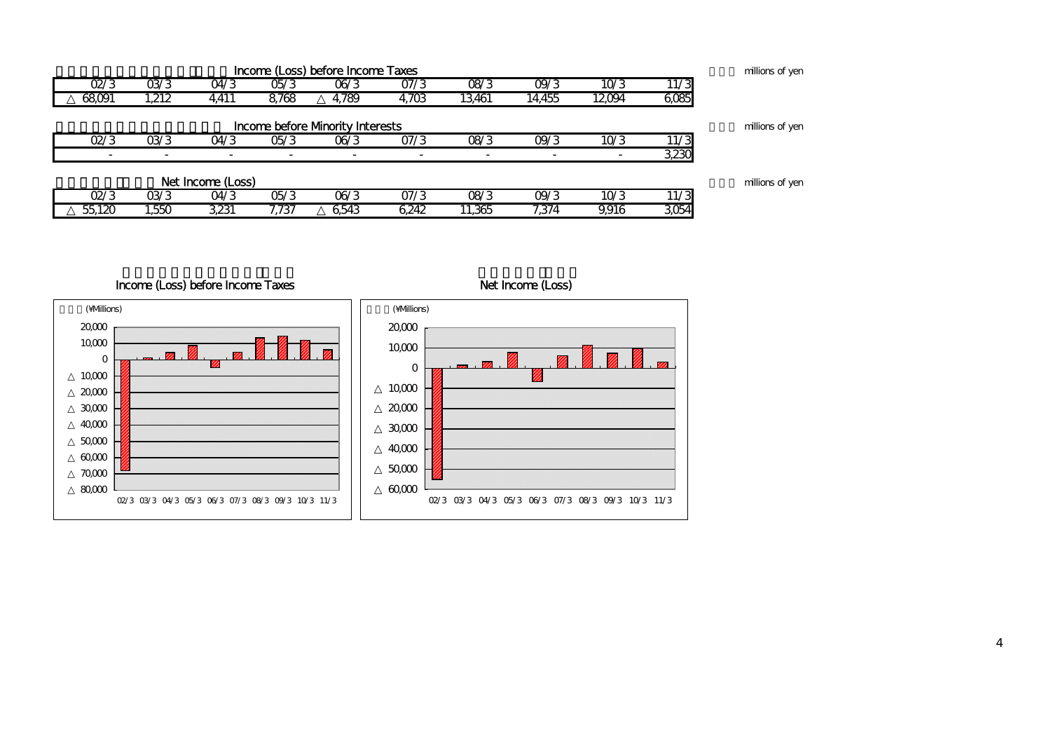## Income (Loss) before Income Taxes

millions of yen

| 02/3 | 03/3 | 04/3 | 05/3 | 06/3 | 07/3 | 08/3 | 09/3 | 10/3 | 11/3 |
|---|---|---|---|---|---|---|---|---|---|
| △ 68,091 | 1,212 | 4,411 | 8,768 | △ 4,789 | 4,703 | 13,461 | 14,455 | 12,094 | 6,085 |

## Income before Minority Interests

millions of yen

| 02/3 | 03/3 | 04/3 | 05/3 | 06/3 | 07/3 | 08/3 | 09/3 | 10/3 | 11/3 |
|---|---|---|---|---|---|---|---|---|---|
| - | - | - | - | - | - | - | - | - | 3,230 |

## Net Income (Loss)

millions of yen

| 02/3 | 03/3 | 04/3 | 05/3 | 06/3 | 07/3 | 08/3 | 09/3 | 10/3 | 11/3 |
|---|---|---|---|---|---|---|---|---|---|
| △ 55,120 | 1,550 | 3,231 | 7,737 | △ 6,543 | 6,242 | 11,365 | 7,374 | 9,916 | 3,054 |

Income (Loss) before Income Taxes

Net Income (Loss)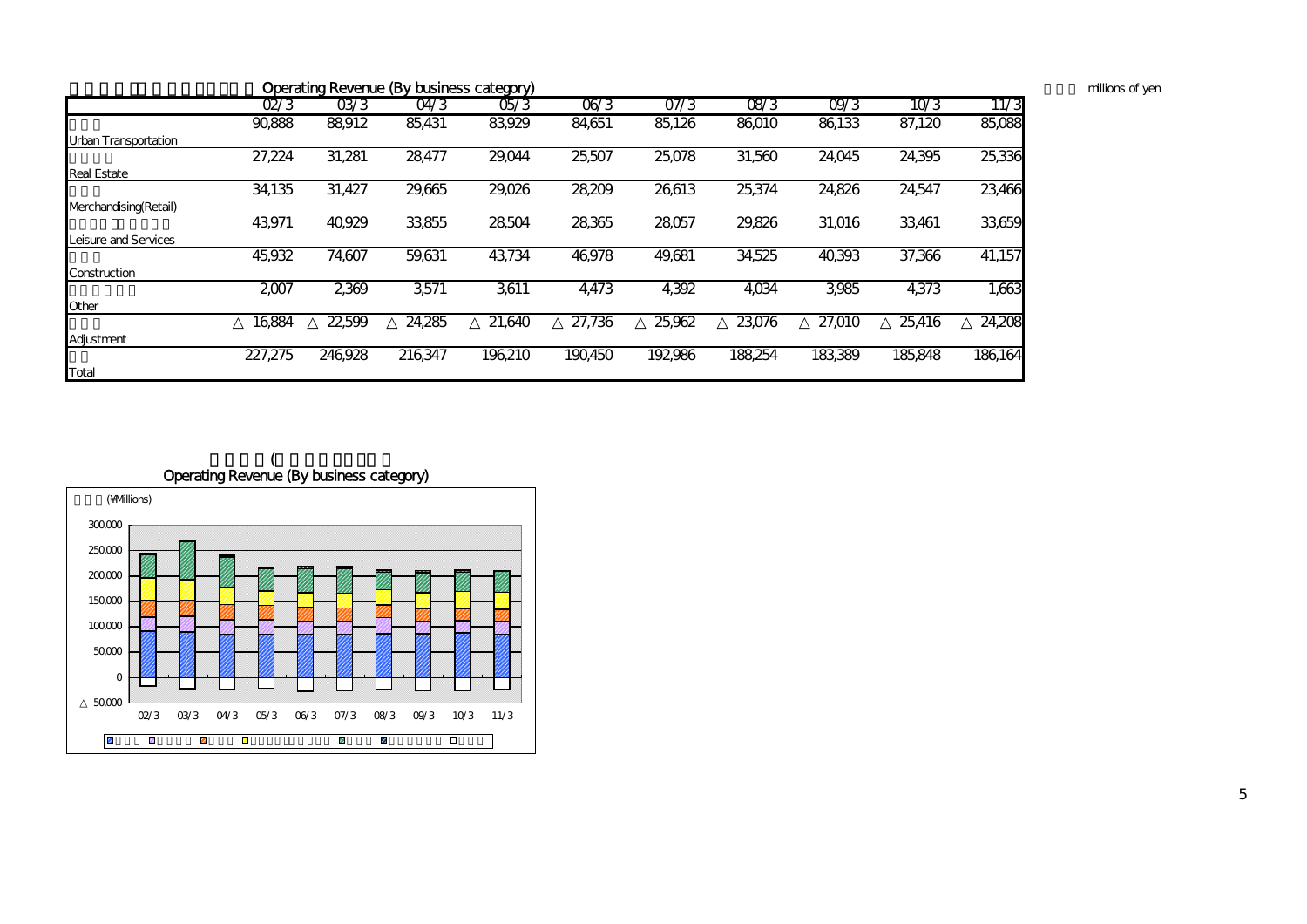## Operating Revenue (By business category)

millions of yen

| | 02/3 | 03/3 | 04/3 | 05/3 | 06/3 | 07/3 | 08/3 | 09/3 | 10/3 | 11/3 |
|---|---|---|---|---|---|---|---|---|---|---|
| Urban Transportation | 90,888 | 88,912 | 85,431 | 83,929 | 84,651 | 85,126 | 86,010 | 86,133 | 87,120 | 85,088 |
| Real Estate | 27,224 | 31,281 | 28,477 | 29,044 | 25,507 | 25,078 | 31,560 | 24,045 | 24,395 | 25,336 |
| Merchandising(Retail) | 34,135 | 31,427 | 29,665 | 29,026 | 28,209 | 26,613 | 25,374 | 24,826 | 24,547 | 23,466 |
| Leisure and Services | 43,971 | 40,929 | 33,855 | 28,504 | 28,365 | 28,057 | 29,826 | 31,016 | 33,461 | 33,659 |
| Construction | 45,932 | 74,607 | 59,631 | 43,734 | 46,978 | 49,681 | 34,525 | 40,393 | 37,366 | 41,157 |
| Other | 2,007 | 2,369 | 3,571 | 3,611 | 4,473 | 4,392 | 4,034 | 3,985 | 4,373 | 1,663 |
| Adjustment | △ 16,884 | △ 22,599 | △ 24,285 | △ 21,640 | △ 27,736 | △ 25,962 | △ 23,076 | △ 27,010 | △ 25,416 | △ 24,208 |
| Total | 227,275 | 246,928 | 216,347 | 196,210 | 190,450 | 192,986 | 188,254 | 183,389 | 185,848 | 186,164 |

Operating Revenue (By business category)

(¥Millions)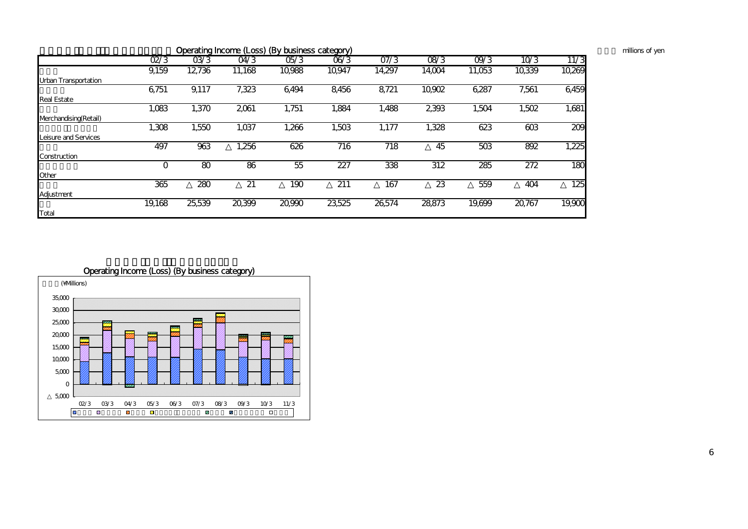## Operating Income (Loss) (By business category)

millions of yen

| | 02/3 | 03/3 | 04/3 | 05/3 | 06/3 | 07/3 | 08/3 | 09/3 | 10/3 | 11/3 |
|---|---|---|---|---|---|---|---|---|---|---|
| Urban Transportation | 9,159 | 12,736 | 11,168 | 10,988 | 10,947 | 14,297 | 14,004 | 11,053 | 10,339 | 10,269 |
| Real Estate | 6,751 | 9,117 | 7,323 | 6,494 | 8,456 | 8,721 | 10,902 | 6,287 | 7,561 | 6,459 |
| Merchandising(Retail) | 1,083 | 1,370 | 2,061 | 1,751 | 1,884 | 1,488 | 2,393 | 1,504 | 1,502 | 1,681 |
| Leisure and Services | 1,308 | 1,550 | 1,037 | 1,266 | 1,503 | 1,177 | 1,328 | 623 | 603 | 209 |
| Construction | 497 | 963 | △ 1,256 | 626 | 716 | 718 | △ 45 | 503 | 892 | 1,225 |
| Other | 0 | 80 | 86 | 55 | 227 | 338 | 312 | 285 | 272 | 180 |
| Adjustment | 365 | △ 280 | △ 21 | △ 190 | △ 211 | △ 167 | △ 23 | △ 559 | △ 404 | △ 125 |
| Total | 19,168 | 25,539 | 20,399 | 20,990 | 23,525 | 26,574 | 28,873 | 19,699 | 20,767 | 19,900 |

Operating Income (Loss) (By business category)

(¥Millions)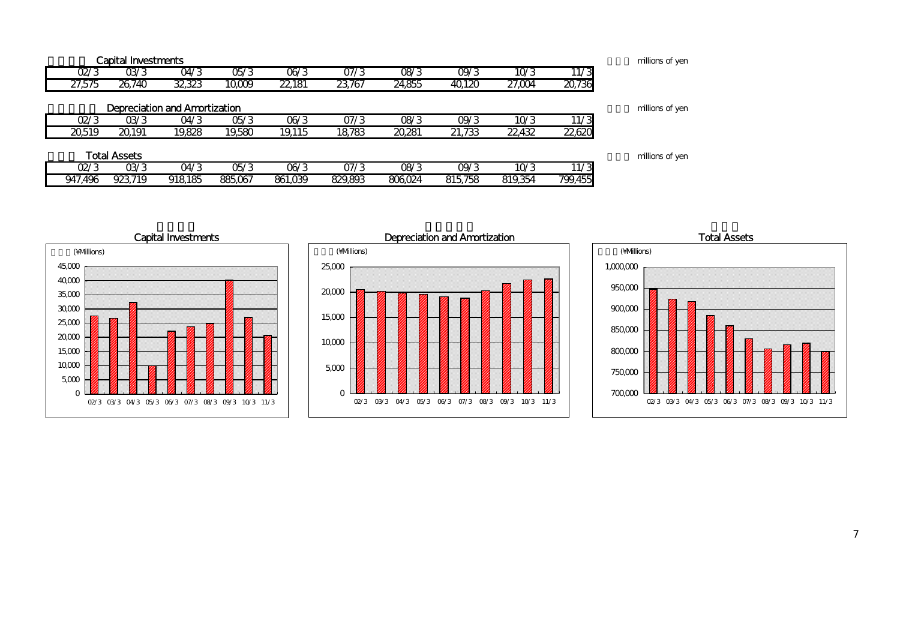### Capital Investments

millions of yen

| 02/3 | 03/3 | 04/3 | 05/3 | 06/3 | 07/3 | 08/3 | 09/3 | 10/3 | 11/3 |
|---|---|---|---|---|---|---|---|---|---|
| 27,575 | 26,740 | 32,323 | 10,009 | 22,181 | 23,767 | 24,855 | 40,120 | 27,004 | 20,736 |

### Depreciation and Amortization

millions of yen

| 02/3 | 03/3 | 04/3 | 05/3 | 06/3 | 07/3 | 08/3 | 09/3 | 10/3 | 11/3 |
|---|---|---|---|---|---|---|---|---|---|
| 20,519 | 20,191 | 19,828 | 19,580 | 19,115 | 18,783 | 20,281 | 21,733 | 22,432 | 22,620 |

### Total Assets

millions of yen

| 02/3 | 03/3 | 04/3 | 05/3 | 06/3 | 07/3 | 08/3 | 09/3 | 10/3 | 11/3 |
|---|---|---|---|---|---|---|---|---|---|
| 947,496 | 923,719 | 918,185 | 885,067 | 861,039 | 829,893 | 806,024 | 815,758 | 819,354 | 799,455 |

Capital Investments

(¥Millions)

Depreciation and Amortization

(¥Millions)

Total Assets

(¥Millions)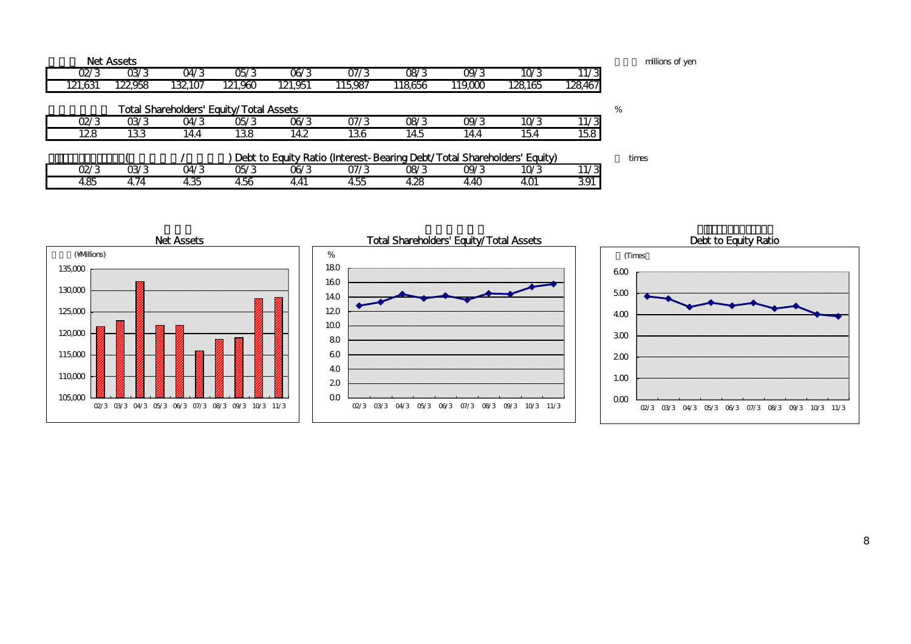## Net Assets

millions of yen

| 02/3 | 03/3 | 04/3 | 05/3 | 06/3 | 07/3 | 08/3 | 09/3 | 10/3 | 11/3 |
|---|---|---|---|---|---|---|---|---|---|
| 121,631 | 122,958 | 132,107 | 121,960 | 121,951 | 115,987 | 118,656 | 119,000 | 128,165 | 128,467 |

## Total Shareholders' Equity/Total Assets

%

| 02/3 | 03/3 | 04/3 | 05/3 | 06/3 | 07/3 | 08/3 | 09/3 | 10/3 | 11/3 |
|---|---|---|---|---|---|---|---|---|---|
| 12.8 | 13.3 | 14.4 | 13.8 | 14.2 | 13.6 | 14.5 | 14.4 | 15.4 | 15.8 |

## ( / ) Debt to Equity Ratio (Interest-Bearing Debt/Total Shareholders' Equity)

times

| 02/3 | 03/3 | 04/3 | 05/3 | 06/3 | 07/3 | 08/3 | 09/3 | 10/3 | 11/3 |
|---|---|---|---|---|---|---|---|---|---|
| 4.85 | 4.74 | 4.35 | 4.56 | 4.41 | 4.55 | 4.28 | 4.40 | 4.01 | 3.91 |

Net Assets

Total Shareholders' Equity/Total Assets

Debt to Equity Ratio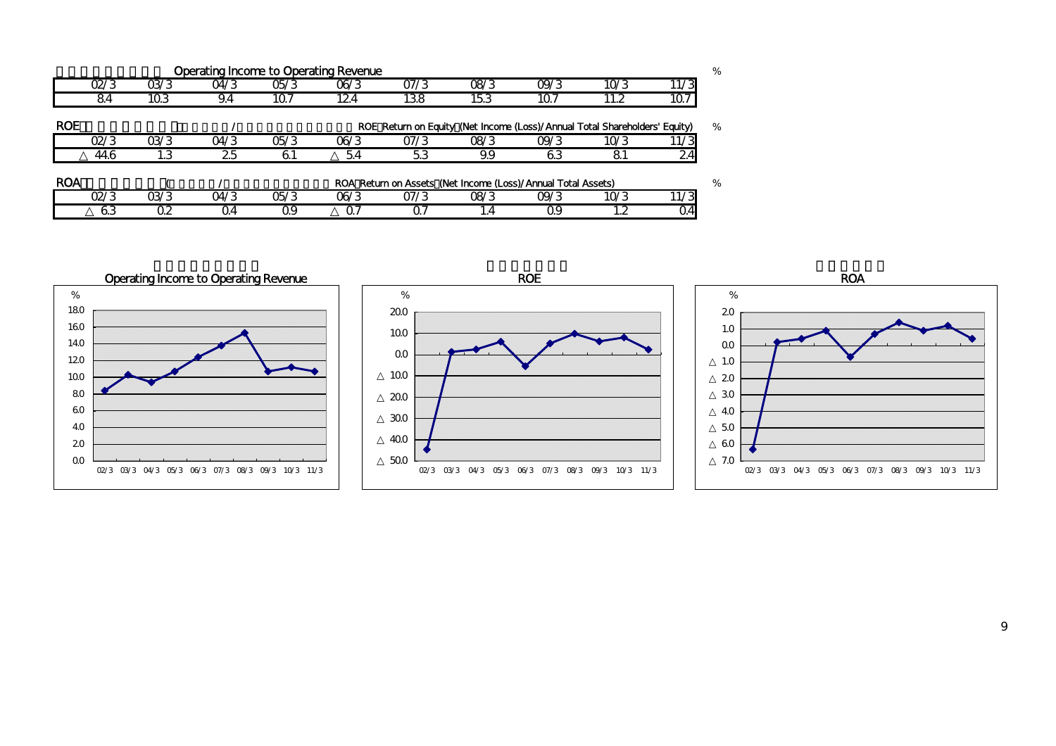## Operating Income to Operating Revenue (%)

| 02/3 | 03/3 | 04/3 | 05/3 | 06/3 | 07/3 | 08/3 | 09/3 | 10/3 | 11/3 |
|---|---|---|---|---|---|---|---|---|---|
| 8.4 | 10.3 | 9.4 | 10.7 | 12.4 | 13.8 | 15.3 | 10.7 | 11.2 | 10.7 |

## ROE (Return on Equity (Net Income (Loss)/Annual Total Shareholders' Equity)) (%)

| 02/3 | 03/3 | 04/3 | 05/3 | 06/3 | 07/3 | 08/3 | 09/3 | 10/3 | 11/3 |
|---|---|---|---|---|---|---|---|---|---|
| △ 44.6 | 1.3 | 2.5 | 6.1 | △ 5.4 | 5.3 | 9.9 | 6.3 | 8.1 | 2.4 |

## ROA (Return on Assets (Net Income (Loss)/Annual Total Assets)) (%)

| 02/3 | 03/3 | 04/3 | 05/3 | 06/3 | 07/3 | 08/3 | 09/3 | 10/3 | 11/3 |
|---|---|---|---|---|---|---|---|---|---|
| △ 6.3 | 0.2 | 0.4 | 0.9 | △ 0.7 | 0.7 | 1.4 | 0.9 | 1.2 | 0.4 |

Operating Income to Operating Revenue

ROE

ROA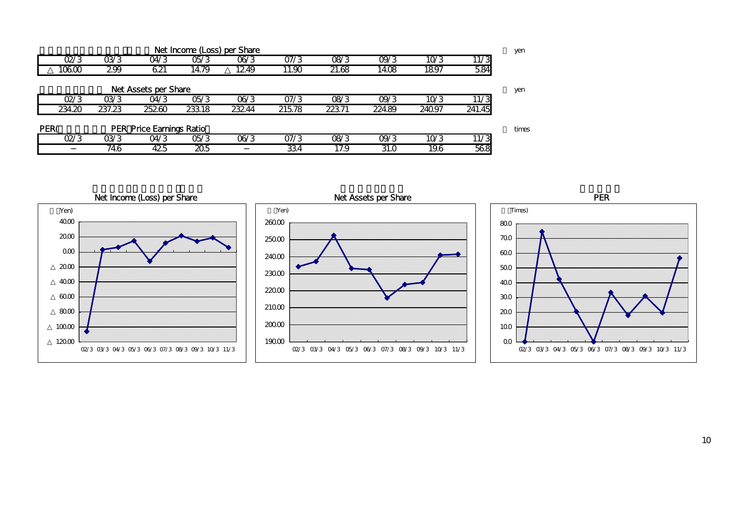Net Income (Loss) per Share （yen）

| 02/3 | 03/3 | 04/3 | 05/3 | 06/3 | 07/3 | 08/3 | 09/3 | 10/3 | 11/3 |
|---|---|---|---|---|---|---|---|---|---|
| △ 106.00 | 2.99 | 6.21 | 14.79 | △ 12.49 | 11.90 | 21.68 | 14.08 | 18.97 | 5.84 |

Net Assets per Share （yen）

| 02/3 | 03/3 | 04/3 | 05/3 | 06/3 | 07/3 | 08/3 | 09/3 | 10/3 | 11/3 |
|---|---|---|---|---|---|---|---|---|---|
| 234.20 | 237.23 | 252.60 | 233.18 | 232.44 | 215.78 | 223.71 | 224.89 | 240.97 | 241.45 |

PER( PER Price Earnings Ratio （times）

| 02/3 | 03/3 | 04/3 | 05/3 | 06/3 | 07/3 | 08/3 | 09/3 | 10/3 | 11/3 |
|---|---|---|---|---|---|---|---|---|---|
| − | 74.6 | 42.5 | 20.5 | − | 33.4 | 17.9 | 31.0 | 19.6 | 56.8 |

Net Income (Loss) per Share

Net Assets per Share

PER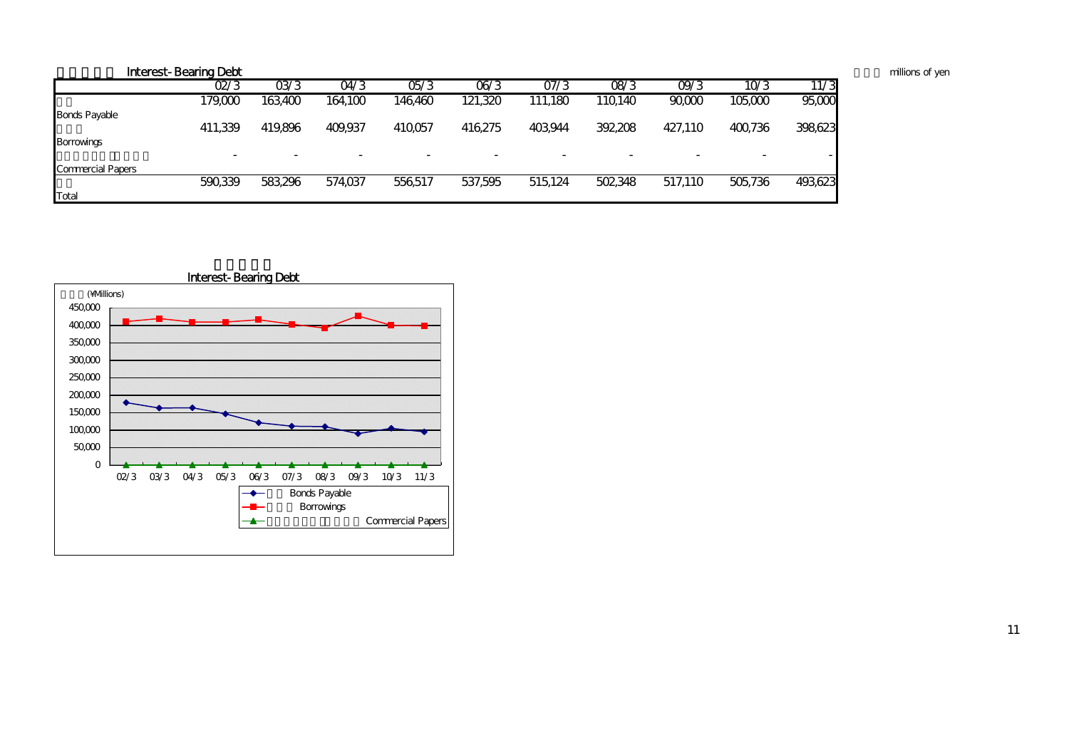## Interest-Bearing Debt

millions of yen

| | 02/3 | 03/3 | 04/3 | 05/3 | 06/3 | 07/3 | 08/3 | 09/3 | 10/3 | 11/3 |
|---|---|---|---|---|---|---|---|---|---|---|
| Bonds Payable | 179,000 | 163,400 | 164,100 | 146,460 | 121,320 | 111,180 | 110,140 | 90,000 | 105,000 | 95,000 |
| Borrowings | 411,339 | 419,896 | 409,937 | 410,057 | 416,275 | 403,944 | 392,208 | 427,110 | 400,736 | 398,623 |
| Commercial Papers | - | - | - | - | - | - | - | - | - | - |
| Total | 590,339 | 583,296 | 574,037 | 556,517 | 537,595 | 515,124 | 502,348 | 517,110 | 505,736 | 493,623 |

### Interest-Bearing Debt

(¥Millions)

Legend: Bonds Payable; Borrowings; Commercial Papers

Y-axis: 0, 50,000, 100,000, 150,000, 200,000, 250,000, 300,000, 350,000, 400,000, 450,000

X-axis: 02/3, 03/3, 04/3, 05/3, 06/3, 07/3, 08/3, 09/3, 10/3, 11/3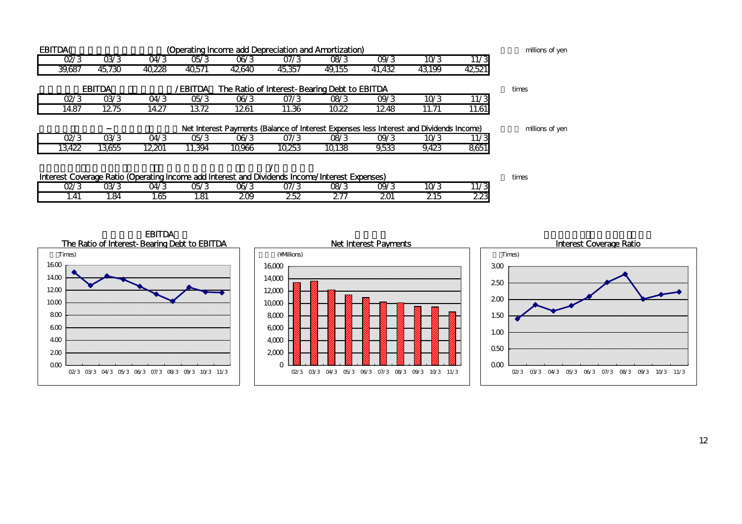EBITDA( (Operating Income add Depreciation and Amortization)

millions of yen

| 02/3 | 03/3 | 04/3 | 05/3 | 06/3 | 07/3 | 08/3 | 09/3 | 10/3 | 11/3 |
|---|---|---|---|---|---|---|---|---|---|
| 39,687 | 45,730 | 40,228 | 40,571 | 42,640 | 45,357 | 49,155 | 41,432 | 43,199 | 42,521 |

EBITDA /EBITDA The Ratio of Interest-Bearing Debt to EBITDA

times

| 02/3 | 03/3 | 04/3 | 05/3 | 06/3 | 07/3 | 08/3 | 09/3 | 10/3 | 11/3 |
|---|---|---|---|---|---|---|---|---|---|
| 14.87 | 12.75 | 14.27 | 13.72 | 12.61 | 11.36 | 10.22 | 12.48 | 11.71 | 11.61 |

− Net Interest Payments (Balance of Interest Expenses less Interest and Dividends Income)

millions of yen

| 02/3 | 03/3 | 04/3 | 05/3 | 06/3 | 07/3 | 08/3 | 09/3 | 10/3 | 11/3 |
|---|---|---|---|---|---|---|---|---|---|
| 13,422 | 13,655 | 12,201 | 11,394 | 10,966 | 10,253 | 10,138 | 9,533 | 9,423 | 8,651 |

/

Interest Coverage Ratio (Operating Income add Interest and Dividends Income/Interest Expenses)

times

| 02/3 | 03/3 | 04/3 | 05/3 | 06/3 | 07/3 | 08/3 | 09/3 | 10/3 | 11/3 |
|---|---|---|---|---|---|---|---|---|---|
| 1.41 | 1.84 | 1.65 | 1.81 | 2.09 | 2.52 | 2.77 | 2.01 | 2.15 | 2.23 |

EBITDA

The Ratio of Interest-Bearing Debt to EBITDA

Net Interest Payments

Interest Coverage Ratio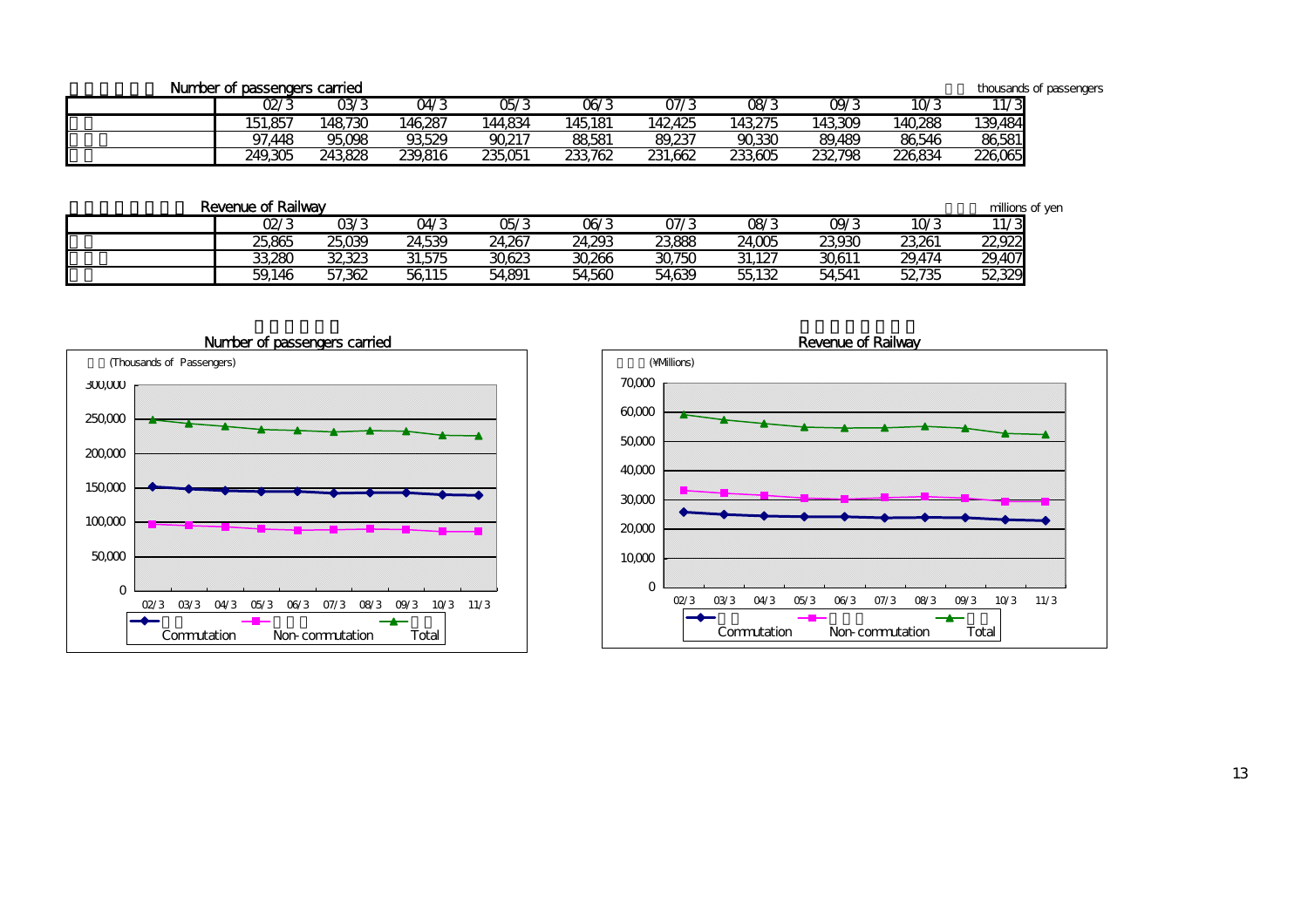Number of passengers carried

thousands of passengers

| | 02/3 | 03/3 | 04/3 | 05/3 | 06/3 | 07/3 | 08/3 | 09/3 | 10/3 | 11/3 |
|---|---|---|---|---|---|---|---|---|---|---|
| | 151,857 | 148,730 | 146,287 | 144,834 | 145,181 | 142,425 | 143,275 | 143,309 | 140,288 | 139,484 |
| | 97,448 | 95,098 | 93,529 | 90,217 | 88,581 | 89,237 | 90,330 | 89,489 | 86,546 | 86,581 |
| | 249,305 | 243,828 | 239,816 | 235,051 | 233,762 | 231,662 | 233,605 | 232,798 | 226,834 | 226,065 |

Revenue of Railway

millions of yen

| | 02/3 | 03/3 | 04/3 | 05/3 | 06/3 | 07/3 | 08/3 | 09/3 | 10/3 | 11/3 |
|---|---|---|---|---|---|---|---|---|---|---|
| | 25,865 | 25,039 | 24,539 | 24,267 | 24,293 | 23,888 | 24,005 | 23,930 | 23,261 | 22,922 |
| | 33,280 | 32,323 | 31,575 | 30,623 | 30,266 | 30,750 | 31,127 | 30,611 | 29,474 | 29,407 |
| | 59,146 | 57,362 | 56,115 | 54,891 | 54,560 | 54,639 | 55,132 | 54,541 | 52,735 | 52,329 |

Number of passengers carried

(Thousands of Passengers)

300,000
250,000
200,000
150,000
100,000
50,000
0

02/3 03/3 04/3 05/3 06/3 07/3 08/3 09/3 10/3 11/3

Commutation Non-commutation Total

Revenue of Railway

(¥Millions)

70,000
60,000
50,000
40,000
30,000
20,000
10,000
0

02/3 03/3 04/3 05/3 06/3 07/3 08/3 09/3 10/3 11/3

Commutation Non-commutation Total